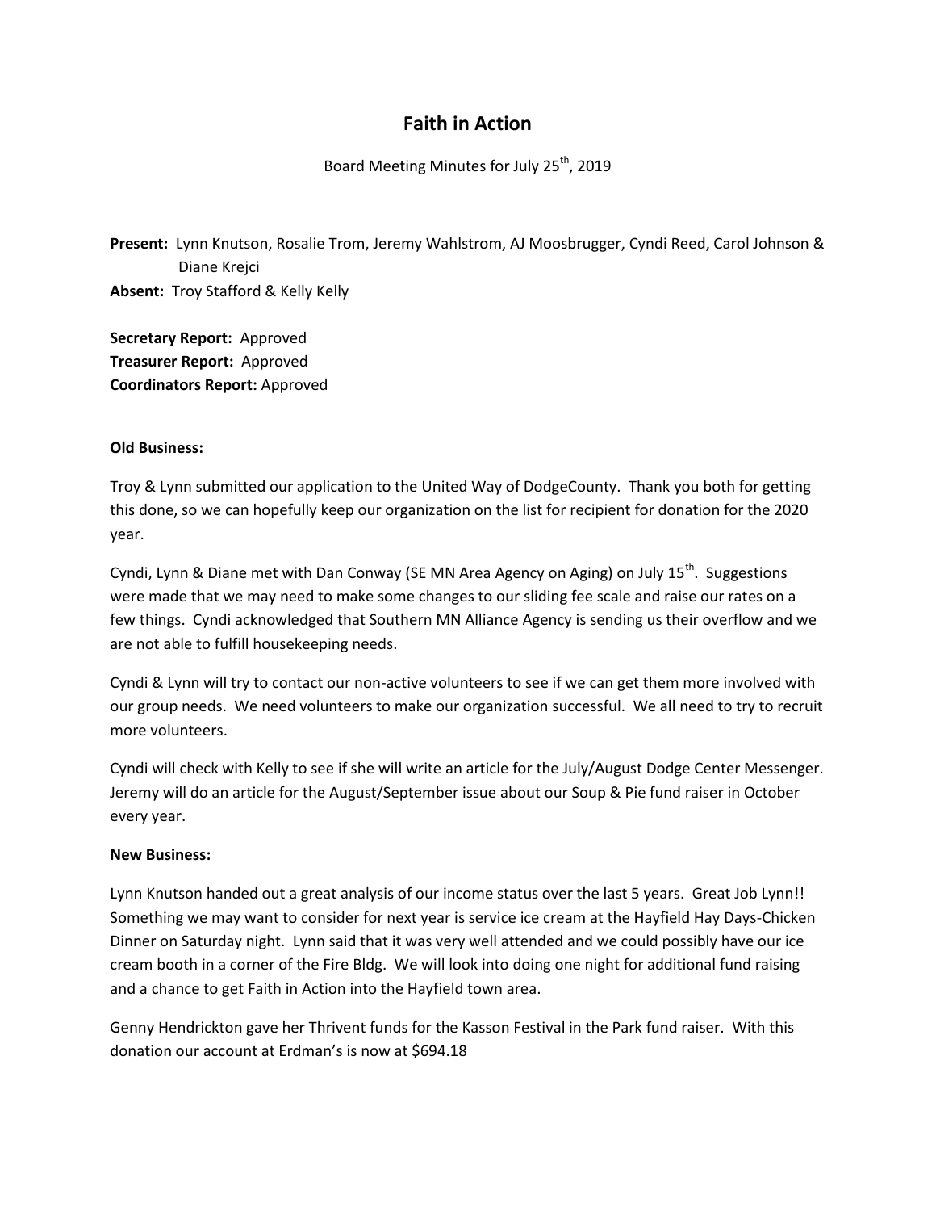# Faith in Action

Board Meeting Minutes for July 25th, 2019

**Present:** Lynn Knutson, Rosalie Trom, Jeremy Wahlstrom, AJ Moosbrugger, Cyndi Reed, Carol Johnson & Diane Krejci
**Absent:** Troy Stafford & Kelly Kelly

**Secretary Report:** Approved
**Treasurer Report:** Approved
**Coordinators Report:** Approved

**Old Business:**

Troy & Lynn submitted our application to the United Way of DodgeCounty. Thank you both for getting this done, so we can hopefully keep our organization on the list for recipient for donation for the 2020 year.

Cyndi, Lynn & Diane met with Dan Conway (SE MN Area Agency on Aging) on July 15th. Suggestions were made that we may need to make some changes to our sliding fee scale and raise our rates on a few things. Cyndi acknowledged that Southern MN Alliance Agency is sending us their overflow and we are not able to fulfill housekeeping needs.

Cyndi & Lynn will try to contact our non-active volunteers to see if we can get them more involved with our group needs. We need volunteers to make our organization successful. We all need to try to recruit more volunteers.

Cyndi will check with Kelly to see if she will write an article for the July/August Dodge Center Messenger. Jeremy will do an article for the August/September issue about our Soup & Pie fund raiser in October every year.

**New Business:**

Lynn Knutson handed out a great analysis of our income status over the last 5 years. Great Job Lynn!! Something we may want to consider for next year is service ice cream at the Hayfield Hay Days-Chicken Dinner on Saturday night. Lynn said that it was very well attended and we could possibly have our ice cream booth in a corner of the Fire Bldg. We will look into doing one night for additional fund raising and a chance to get Faith in Action into the Hayfield town area.

Genny Hendrickton gave her Thrivent funds for the Kasson Festival in the Park fund raiser. With this donation our account at Erdman's is now at $694.18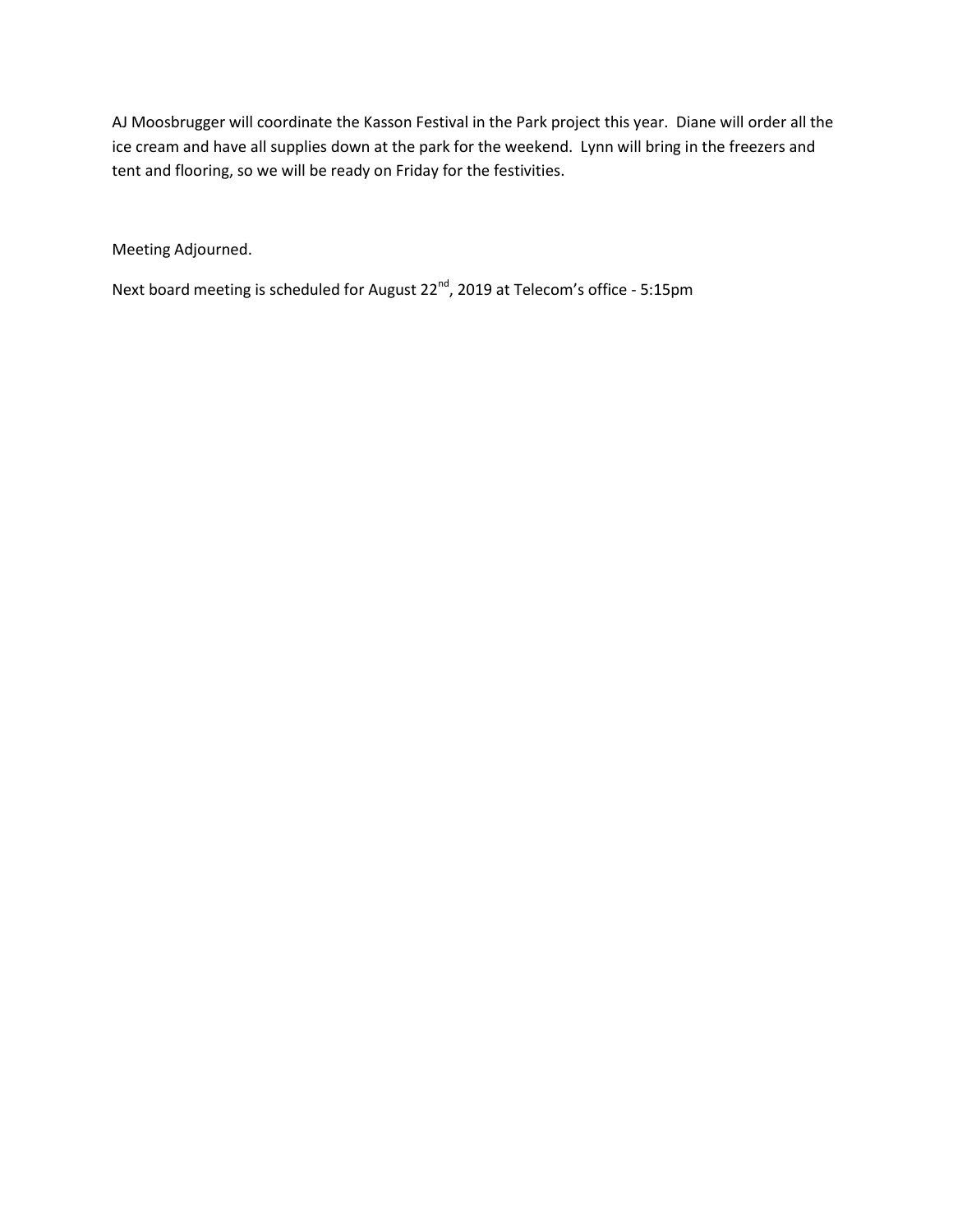AJ Moosbrugger will coordinate the Kasson Festival in the Park project this year. Diane will order all the ice cream and have all supplies down at the park for the weekend. Lynn will bring in the freezers and tent and flooring, so we will be ready on Friday for the festivities.

Meeting Adjourned.

Next board meeting is scheduled for August 22nd, 2019 at Telecom's office - 5:15pm